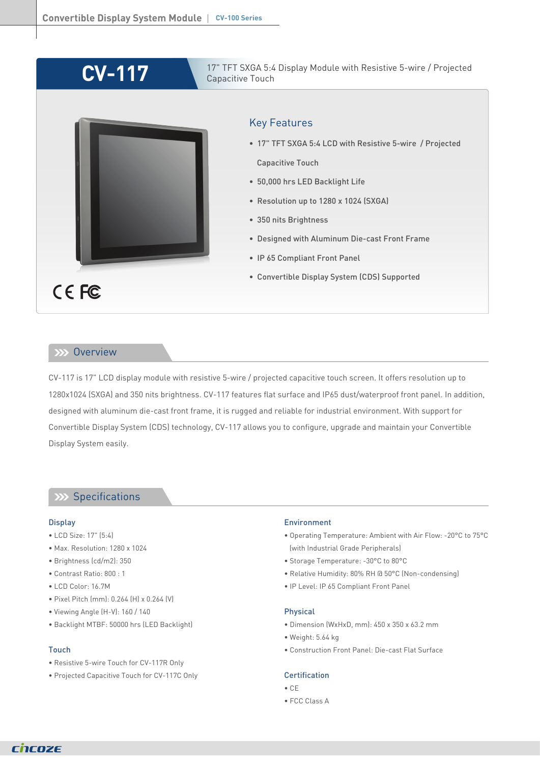# CV-117

17" TFT SXGA 5:4 Display Module with Resistive 5-wire / Projected Capacitive Touch

## Key Features

- 17" TFT SXGA 5:4 LCD with Resistive 5-wire / Projected Capacitive Touch
- 50,000 hrs LED Backlight Life
- Resolution up to 1280 x 1024 (SXGA)
- 350 nits Brightness
- Designed with Aluminum Die-cast Front Frame
- IP 65 Compliant Front Panel
- Convertible Display System (CDS) Supported

## Overview

CV-117 is 17" LCD display module with resistive 5-wire / projected capacitive touch screen. It offers resolution up to 1280x1024 (SXGA) and 350 nits brightness. CV-117 features flat surface and IP65 dust/waterproof front panel. In addition, designed with aluminum die-cast front frame, it is rugged and reliable for industrial environment. With support for Convertible Display System (CDS) technology, CV-117 allows you to configure, upgrade and maintain your Convertible Display System easily.

## Specifications

### Display

- LCD Size: 17" (5:4)
- Max. Resolution: 1280 x 1024
- Brightness (cd/m2): 350
- Contrast Ratio: 800 : 1
- LCD Color: 16.7M
- Pixel Pitch (mm): 0.264 (H) x 0.264 (V)
- Viewing Angle (H-V): 160 / 140
- Backlight MTBF: 50000 hrs (LED Backlight)

### Touch

- Resistive 5-wire Touch for CV-117R Only
- Projected Capacitive Touch for CV-117C Only

### Environment

- Operating Temperature: Ambient with Air Flow: -20°C to 75°C (with Industrial Grade Peripherals)
- Storage Temperature: -30°C to 80°C
- Relative Humidity: 80% RH @ 50°C (Non-condensing)
- IP Level: IP 65 Compliant Front Panel

### Physical

- Dimension (WxHxD, mm): 450 x 350 x 63.2 mm
- Weight: 5.64 kg
- Construction Front Panel: Die-cast Flat Surface

### Certification

- CE
- FCC Class A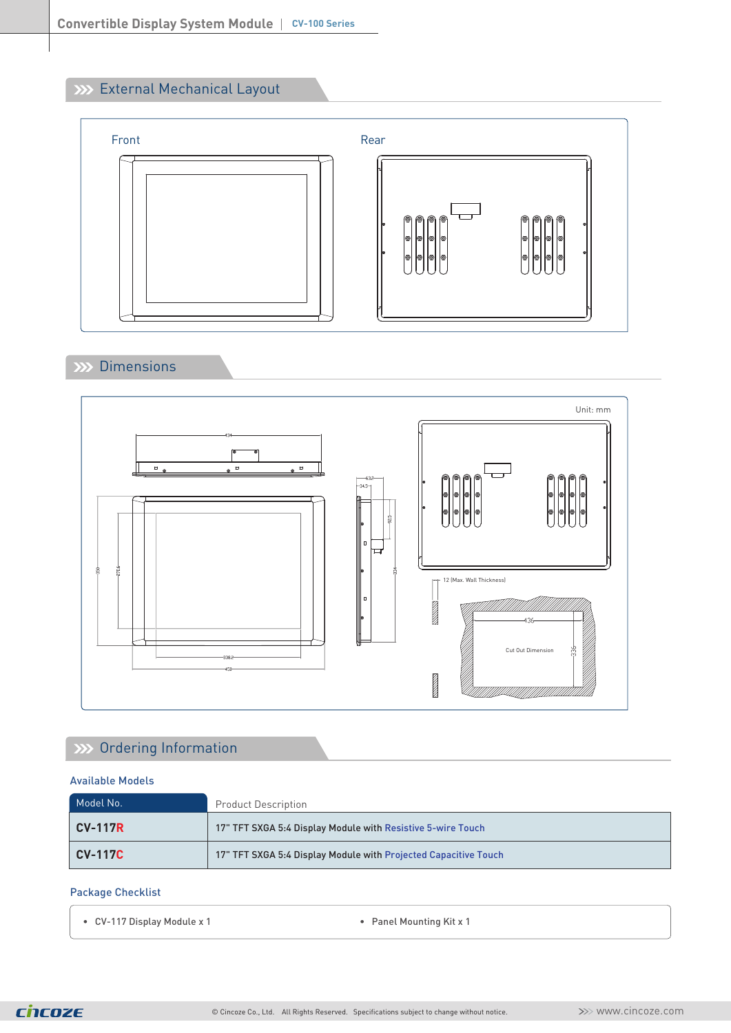## External Mechanical Layout

Front

Rear

## Dimensions

Unit: mm

434

63.2

34.5

92.5

350

271.6

324

338.2

450

12 (Max. Wall Thickness)

436

Cut Out Dimension

336

## Ordering Information

### Available Models

| Model No. | Product Description |
| --- | --- |
| **CV-117R** | 17" TFT SXGA 5:4 Display Module with Resistive 5-wire Touch |
| **CV-117C** | 17" TFT SXGA 5:4 Display Module with Projected Capacitive Touch |

### Package Checklist

- CV-117 Display Module x 1
- Panel Mounting Kit x 1